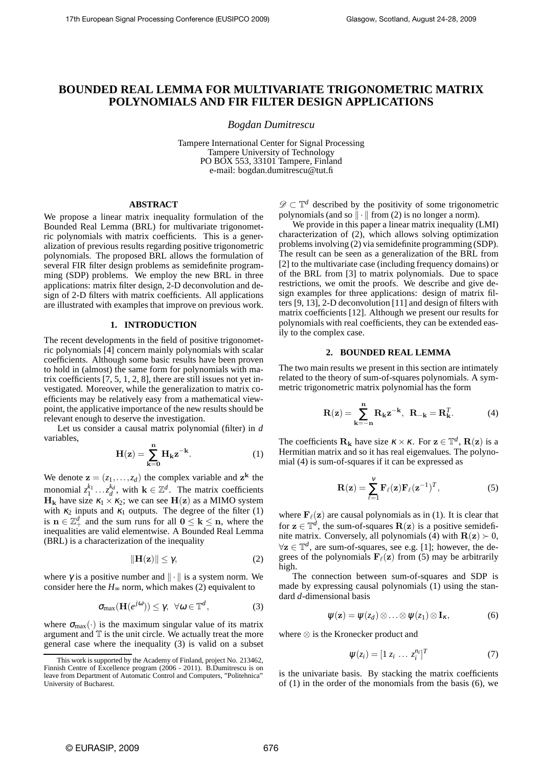# BOUNDED REAL LEMMA FOR MULTIVARIATE TRIGONOMETRIC MATRIX POLYNOMIALS AND FIR FILTER DESIGN APPLICATIONS

*Bogdan Dumitrescu*

Tampere International Center for Signal Processing
Tampere University of Technology
PO BOX 553, 33101 Tampere, Finland
e-mail: bogdan.dumitrescu@tut.fi

## ABSTRACT

We propose a linear matrix inequality formulation of the Bounded Real Lemma (BRL) for multivariate trigonometric polynomials with matrix coefficients. This is a generalization of previous results regarding positive trigonometric polynomials. The proposed BRL allows the formulation of several FIR filter design problems as semidefinite programming (SDP) problems. We employ the new BRL in three applications: matrix filter design, 2-D deconvolution and design of 2-D filters with matrix coefficients. All applications are illustrated with examples that improve on previous work.

## 1. INTRODUCTION

The recent developments in the field of positive trigonometric polynomials [4] concern mainly polynomials with scalar coefficients. Although some basic results have been proven to hold in (almost) the same form for polynomials with matrix coefficients [7, 5, 1, 2, 8], there are still issues not yet investigated. Moreover, while the generalization to matrix coefficients may be relatively easy from a mathematical viewpoint, the applicative importance of the new results should be relevant enough to deserve the investigation.

Let us consider a causal matrix polynomial (filter) in $d$ variables,

$$\mathbf{H}(\mathbf{z}) = \sum_{\mathbf{k}=\mathbf{0}}^{\mathbf{n}} \mathbf{H}_{\mathbf{k}} \mathbf{z}^{-\mathbf{k}}. \tag{1}$$

We denote $\mathbf{z} = (z_1, \ldots, z_d)$ the complex variable and $\mathbf{z}^{\mathbf{k}}$ the monomial $z_1^{k_1} \ldots z_d^{k_d}$, with $\mathbf{k} \in \mathbb{Z}^d$. The matrix coefficients $\mathbf{H}_{\mathbf{k}}$ have size $\kappa_1 \times \kappa_2$; we can see $\mathbf{H}(\mathbf{z})$ as a MIMO system with $\kappa_2$ inputs and $\kappa_1$ outputs. The degree of the filter (1) is $\mathbf{n} \in \mathbb{Z}_+^d$ and the sum runs for all $\mathbf{0} \le \mathbf{k} \le \mathbf{n}$, where the inequalities are valid elementwise. A Bounded Real Lemma (BRL) is a characterization of the inequality

$$\|\mathbf{H}(\mathbf{z})\| \le \gamma, \tag{2}$$

where $\gamma$ is a positive number and $\|\cdot\|$ is a system norm. We consider here the $H_\infty$ norm, which makes (2) equivalent to

$$\sigma_{\max}(\mathbf{H}(e^{j\omega})) \le \gamma, \;\; \forall \omega \in \mathbb{T}^d, \tag{3}$$

where $\sigma_{\max}(\cdot)$ is the maximum singular value of its matrix argument and $\mathbb{T}$ is the unit circle. We actually treat the more general case where the inequality (3) is valid on a subset $\mathscr{D} \subset \mathbb{T}^d$ described by the positivity of some trigonometric polynomials (and so $\|\cdot\|$ from (2) is no longer a norm).

We provide in this paper a linear matrix inequality (LMI) characterization of (2), which allows solving optimization problems involving (2) via semidefinite programming (SDP). The result can be seen as a generalization of the BRL from [2] to the multivariate case (including frequency domains) or of the BRL from [3] to matrix polynomials. Due to space restrictions, we omit the proofs. We describe and give design examples for three applications: design of matrix filters [9, 13], 2-D deconvolution [11] and design of filters with matrix coefficients [12]. Although we present our results for polynomials with real coefficients, they can be extended easily to the complex case.

## 2. BOUNDED REAL LEMMA

The two main results we present in this section are intimately related to the theory of sum-of-squares polynomials. A symmetric trigonometric matrix polynomial has the form

$$\mathbf{R}(\mathbf{z}) = \sum_{\mathbf{k}=-\mathbf{n}}^{\mathbf{n}} \mathbf{R}_{\mathbf{k}} \mathbf{z}^{-\mathbf{k}}, \;\; \mathbf{R}_{-\mathbf{k}} = \mathbf{R}_{\mathbf{k}}^T. \tag{4}$$

The coefficients $\mathbf{R}_{\mathbf{k}}$ have size $\kappa \times \kappa$. For $\mathbf{z} \in \mathbb{T}^d$, $\mathbf{R}(\mathbf{z})$ is a Hermitian matrix and so it has real eigenvalues. The polynomial (4) is sum-of-squares if it can be expressed as

$$\mathbf{R}(\mathbf{z}) = \sum_{\ell=1}^{\nu} \mathbf{F}_\ell(\mathbf{z}) \mathbf{F}_\ell(\mathbf{z}^{-1})^T, \tag{5}$$

where $\mathbf{F}_\ell(\mathbf{z})$ are causal polynomials as in (1). It is clear that for $\mathbf{z} \in \mathbb{T}^d$, the sum-of-squares $\mathbf{R}(\mathbf{z})$ is a positive semidefinite matrix. Conversely, all polynomials (4) with $\mathbf{R}(\mathbf{z}) \succ 0$, $\forall \mathbf{z} \in \mathbb{T}^d$, are sum-of-squares, see e.g. [1]; however, the degrees of the polynomials $\mathbf{F}_\ell(\mathbf{z})$ from (5) may be arbitrarily high.

The connection between sum-of-squares and SDP is made by expressing causal polynomials (1) using the standard $d$-dimensional basis

$$\psi(\mathbf{z}) = \psi(z_d) \otimes \ldots \otimes \psi(z_1) \otimes \mathbf{I}_\kappa, \tag{6}$$

where $\otimes$ is the Kronecker product and

$$\psi(z_i) = [1 \; z_i \; \ldots \; z_i^{n_i}]^T \tag{7}$$

is the univariate basis. By stacking the matrix coefficients of (1) in the order of the monomials from the basis (6), we

This work is supported by the Academy of Finland, project No. 213462, Finnish Centre of Excellence program (2006 - 2011). B.Dumitrescu is on leave from Department of Automatic Control and Computers, "Politehnica" University of Bucharest.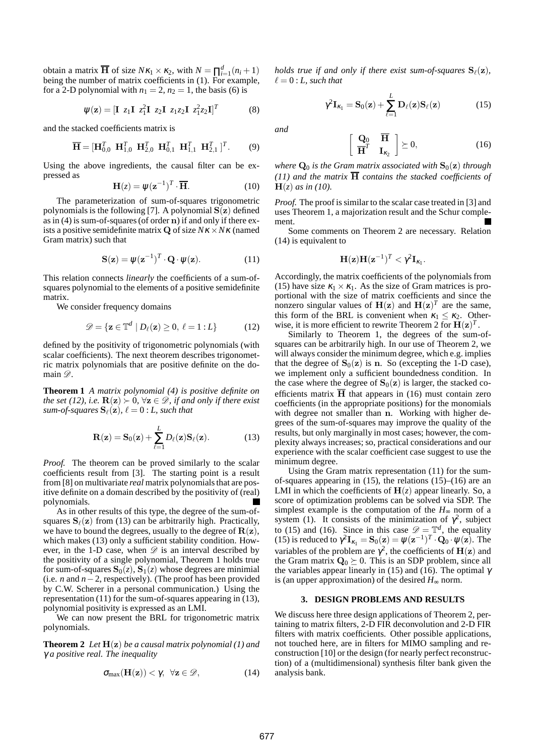obtain a matrix $\overline{\mathbf{H}}$ of size $N\kappa_1 \times \kappa_2$, with $N = \prod_{i=1}^{d}(n_i+1)$ being the number of matrix coefficients in (1). For example, for a 2-D polynomial with $n_1 = 2$, $n_2 = 1$, the basis (6) is

$$\psi(\mathbf{z}) = [\mathbf{I} \;\; z_1\mathbf{I} \;\; z_1^2\mathbf{I} \;\; z_2\mathbf{I} \;\; z_1z_2\mathbf{I} \;\; z_1^2z_2\mathbf{I}]^T \tag{8}$$

and the stacked coefficients matrix is

$$\overline{\mathbf{H}} = [\mathbf{H}_{0,0}^T \;\; \mathbf{H}_{1,0}^T \;\; \mathbf{H}_{2,0}^T \;\; \mathbf{H}_{0,1}^T \;\; \mathbf{H}_{1,1}^T \;\; \mathbf{H}_{2,1}^T\,]^T. \tag{9}$$

Using the above ingredients, the causal filter can be expressed as

$$\mathbf{H}(z) = \psi(\mathbf{z}^{-1})^T \cdot \overline{\mathbf{H}}. \tag{10}$$

The parameterization of sum-of-squares trigonometric polynomials is the following [7]. A polynomial $\mathbf{S}(\mathbf{z})$ defined as in (4) is sum-of-squares (of order $\mathbf{n}$) if and only if there exists a positive semidefinite matrix $\mathbf{Q}$ of size $N\kappa \times N\kappa$ (named Gram matrix) such that

$$\mathbf{S}(\mathbf{z}) = \psi(\mathbf{z}^{-1})^T \cdot \mathbf{Q} \cdot \psi(\mathbf{z}). \tag{11}$$

This relation connects *linearly* the coefficients of a sum-of-squares polynomial to the elements of a positive semidefinite matrix.

We consider frequency domains

$$\mathscr{D} = \{\mathbf{z} \in \mathbb{T}^d \mid D_\ell(\mathbf{z}) \geq 0, \; \ell = 1:L\} \tag{12}$$

defined by the positivity of trigonometric polynomials (with scalar coefficients). The next theorem describes trigonometric matrix polynomials that are positive definite on the domain $\mathscr{D}$.

**Theorem 1** *A matrix polynomial (4) is positive definite on the set (12), i.e.* $\mathbf{R}(\mathbf{z}) \succ 0$, $\forall \mathbf{z} \in \mathscr{D}$, *if and only if there exist sum-of-squares* $\mathbf{S}_\ell(\mathbf{z})$, $\ell = 0:L$, *such that*

$$\mathbf{R}(\mathbf{z}) = \mathbf{S}_0(\mathbf{z}) + \sum_{\ell=1}^{L} D_\ell(\mathbf{z})\mathbf{S}_\ell(\mathbf{z}). \tag{13}$$

*Proof.* The theorem can be proved similarly to the scalar coefficients result from [3]. The starting point is a result from [8] on multivariate *real* matrix polynomials that are positive definite on a domain described by the positivity of (real) polynomials. ■

As in other results of this type, the degree of the sum-of-squares $\mathbf{S}_\ell(\mathbf{z})$ from (13) can be arbitrarily high. Practically, we have to bound the degrees, usually to the degree of $\mathbf{R}(\mathbf{z})$, which makes (13) only a sufficient stability condition. However, in the 1-D case, when $\mathscr{D}$ is an interval described by the positivity of a single polynomial, Theorem 1 holds true for sum-of-squares $\mathbf{S}_0(z)$, $\mathbf{S}_1(z)$ whose degrees are minimial (i.e. $n$ and $n-2$, respectively). (The proof has been provided by C.W. Scherer in a personal communication.) Using the representation (11) for the sum-of-squares appearing in (13), polynomial positivity is expressed as an LMI.

We can now present the BRL for trigonometric matrix polynomials.

**Theorem 2** *Let* $\mathbf{H}(\mathbf{z})$ *be a causal matrix polynomial (1) and* $\gamma$ *a positive real. The inequality*

$$\sigma_{\max}(\mathbf{H}(\mathbf{z})) < \gamma, \;\; \forall \mathbf{z} \in \mathscr{D}, \tag{14}$$

*holds true if and only if there exist sum-of-squares* $\mathbf{S}_\ell(\mathbf{z})$, $\ell = 0:L$, *such that*

$$\gamma^2\mathbf{I}_{\kappa_1} = \mathbf{S}_0(\mathbf{z}) + \sum_{\ell=1}^{L} \mathbf{D}_\ell(\mathbf{z})\mathbf{S}_\ell(\mathbf{z}) \tag{15}$$

*and*

$$\begin{bmatrix} \mathbf{Q}_0 & \overline{\mathbf{H}} \\ \overline{\mathbf{H}}^T & \mathbf{I}_{\kappa_2} \end{bmatrix} \succeq 0, \tag{16}$$

*where* $\mathbf{Q}_0$ *is the Gram matrix associated with* $\mathbf{S}_0(\mathbf{z})$ *through (11) and the matrix* $\overline{\mathbf{H}}$ *contains the stacked coefficients of* $\mathbf{H}(z)$ *as in (10).*

*Proof.* The proof is similar to the scalar case treated in [3] and uses Theorem 1, a majorization result and the Schur complement. ■

Some comments on Theorem 2 are necessary. Relation (14) is equivalent to

$$\mathbf{H}(\mathbf{z})\mathbf{H}(\mathbf{z}^{-1})^T < \gamma^2\mathbf{I}_{\kappa_1}.$$

Accordingly, the matrix coefficients of the polynomials from (15) have size $\kappa_1 \times \kappa_1$. As the size of Gram matrices is proportional with the size of matrix coefficients and since the nonzero singular values of $\mathbf{H}(\mathbf{z})$ and $\mathbf{H}(\mathbf{z})^T$ are the same, this form of the BRL is convenient when $\kappa_1 \leq \kappa_2$. Otherwise, it is more efficient to rewrite Theorem 2 for $\mathbf{H}(\mathbf{z})^T$.

Similarly to Theorem 1, the degrees of the sum-of-squares can be arbitrarily high. In our use of Theorem 2, we will always consider the minimum degree, which e.g. implies that the degree of $\mathbf{S}_0(\mathbf{z})$ is $\mathbf{n}$. So (excepting the 1-D case), we implement only a sufficient boundedness condition. In the case where the degree of $\mathbf{S}_0(\mathbf{z})$ is larger, the stacked coefficients matrix $\overline{\mathbf{H}}$ that appears in (16) must contain zero coefficients (in the appropriate positions) for the monomials with degree not smaller than $\mathbf{n}$. Working with higher degrees of the sum-of-squares may improve the quality of the results, but only marginally in most cases; however, the complexity always increases; so, practical considerations and our experience with the scalar coefficient case suggest to use the minimum degree.

Using the Gram matrix representation (11) for the sum-of-squares appearing in (15), the relations (15)–(16) are an LMI in which the coefficients of $\mathbf{H}(z)$ appear linearly. So, a score of optimization problems can be solved via SDP. The simplest example is the computation of the $H_\infty$ norm of a system (1). It consists of the minimization of $\gamma^2$, subject to (15) and (16). Since in this case $\mathscr{D} = \mathbb{T}^d$, the equality (15) is reduced to $\gamma^2\mathbf{I}_{\kappa_1} = \mathbf{S}_0(\mathbf{z}) = \psi(\mathbf{z}^{-1})^T \cdot \mathbf{Q}_0 \cdot \psi(\mathbf{z})$. The variables of the problem are $\gamma^2$, the coefficients of $\mathbf{H}(\mathbf{z})$ and the Gram matrix $\mathbf{Q}_0 \succeq 0$. This is an SDP problem, since all the variables appear linearly in (15) and (16). The optimal $\gamma$ is (an upper approximation) of the desired $H_\infty$ norm.

## 3. DESIGN PROBLEMS AND RESULTS

We discuss here three design applications of Theorem 2, pertaining to matrix filters, 2-D FIR deconvolution and 2-D FIR filters with matrix coefficients. Other possible applications, not touched here, are in filters for MIMO sampling and reconstruction [10] or the design (for nearly perfect reconstruction) of a (multidimensional) synthesis filter bank given the analysis bank.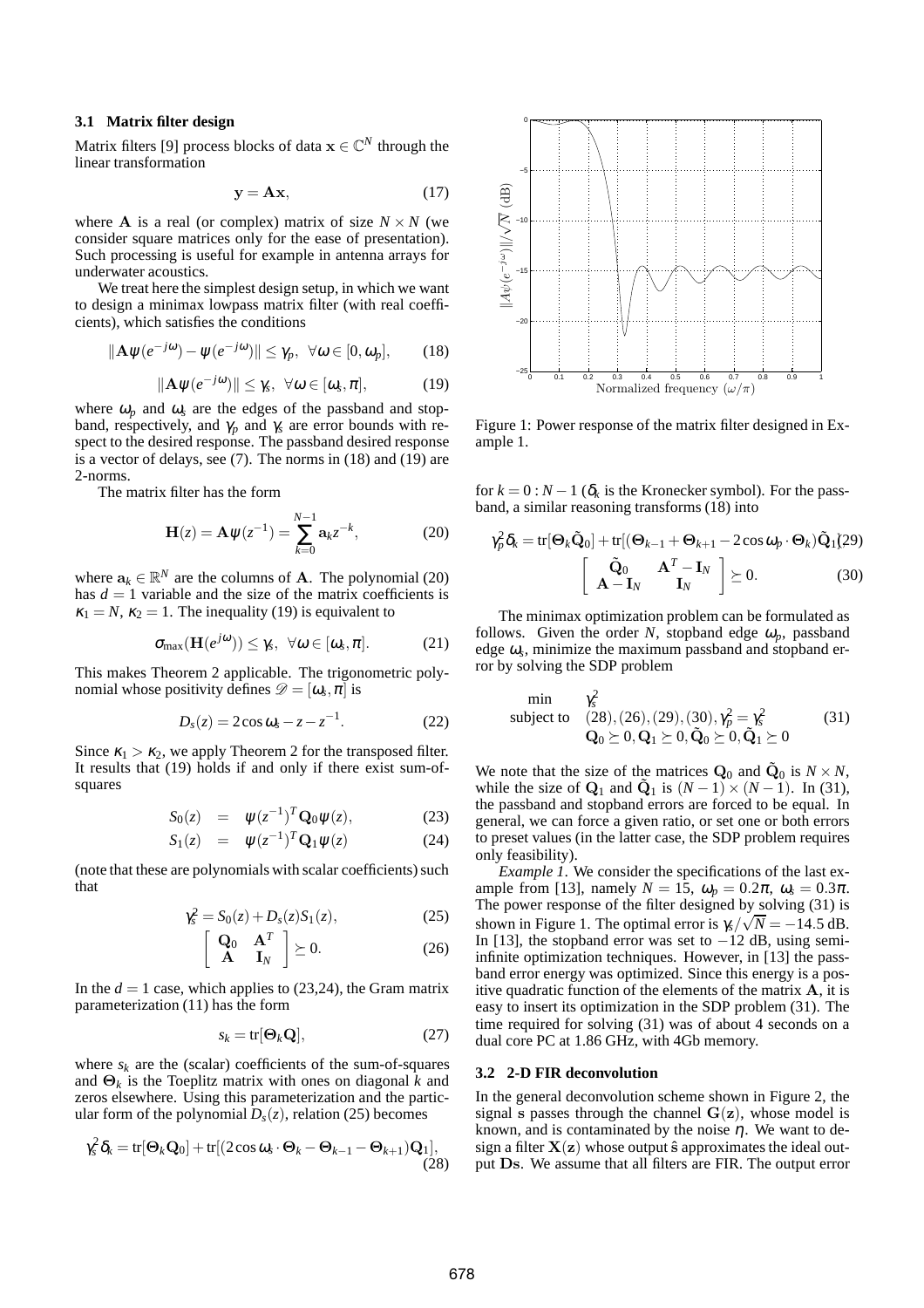### 3.1 Matrix filter design

Matrix filters [9] process blocks of data $\mathbf{x} \in \mathbb{C}^N$ through the linear transformation

$$\mathbf{y} = \mathbf{A}\mathbf{x}, \tag{17}$$

where $\mathbf{A}$ is a real (or complex) matrix of size $N \times N$ (we consider square matrices only for the ease of presentation). Such processing is useful for example in antenna arrays for underwater acoustics.

We treat here the simplest design setup, in which we want to design a minimax lowpass matrix filter (with real coefficients), which satisfies the conditions

$$\|\mathbf{A}\psi(e^{-j\omega}) - \psi(e^{-j\omega})\| \le \gamma_p, \ \ \forall\omega \in [0, \omega_p], \tag{18}$$

$$\|\mathbf{A}\psi(e^{-j\omega})\| \le \gamma_s, \ \ \forall\omega \in [\omega_s, \pi], \tag{19}$$

where $\omega_p$ and $\omega_s$ are the edges of the passband and stopband, respectively, and $\gamma_p$ and $\gamma_s$ are error bounds with respect to the desired response. The passband desired response is a vector of delays, see (7). The norms in (18) and (19) are 2-norms.

The matrix filter has the form

$$\mathbf{H}(z) = \mathbf{A}\psi(z^{-1}) = \sum_{k=0}^{N-1} \mathbf{a}_k z^{-k}, \tag{20}$$

where $\mathbf{a}_k \in \mathbb{R}^N$ are the columns of $\mathbf{A}$. The polynomial (20) has $d = 1$ variable and the size of the matrix coefficients is $\kappa_1 = N$, $\kappa_2 = 1$. The inequality (19) is equivalent to

$$\sigma_{\max}(\mathbf{H}(e^{j\omega})) \le \gamma_s, \ \ \forall\omega \in [\omega_s, \pi]. \tag{21}$$

This makes Theorem 2 applicable. The trigonometric polynomial whose positivity defines $\mathscr{D} = [\omega_s, \pi]$ is

$$D_s(z) = 2\cos\omega_s - z - z^{-1}. \tag{22}$$

Since $\kappa_1 > \kappa_2$, we apply Theorem 2 for the transposed filter. It results that (19) holds if and only if there exist sum-of-squares

$$S_0(z) = \psi(z^{-1})^T \mathbf{Q}_0 \psi(z), \tag{23}$$

$$S_1(z) = \psi(z^{-1})^T \mathbf{Q}_1 \psi(z) \tag{24}$$

(note that these are polynomials with scalar coefficients) such that

$$\gamma_s^2 = S_0(z) + D_s(z) S_1(z), \tag{25}$$

$$\begin{bmatrix} \mathbf{Q}_0 & \mathbf{A}^T \\ \mathbf{A} & \mathbf{I}_N \end{bmatrix} \succeq 0. \tag{26}$$

In the $d = 1$ case, which applies to (23,24), the Gram matrix parameterization (11) has the form

$$s_k = \mathrm{tr}[\Theta_k \mathbf{Q}], \tag{27}$$

where $s_k$ are the (scalar) coefficients of the sum-of-squares and $\Theta_k$ is the Toeplitz matrix with ones on diagonal $k$ and zeros elsewhere. Using this parameterization and the particular form of the polynomial $D_s(z)$, relation (25) becomes

$$\gamma_s^2 \delta_k = \mathrm{tr}[\Theta_k \mathbf{Q}_0] + \mathrm{tr}[(2\cos\omega_s \cdot \Theta_k - \Theta_{k-1} - \Theta_{k+1})\mathbf{Q}_1], \tag{28}$$

for $k = 0 : N-1$ ($\delta_k$ is the Kronecker symbol). For the passband, a similar reasoning transforms (18) into

$$\gamma_p^2 \delta_k = \mathrm{tr}[\Theta_k \tilde{\mathbf{Q}}_0] + \mathrm{tr}[(\Theta_{k-1} + \Theta_{k+1} - 2\cos\omega_p \cdot \Theta_k)\tilde{\mathbf{Q}}_1] \tag{29}$$

$$\begin{bmatrix} \tilde{\mathbf{Q}}_0 & \mathbf{A}^T - \mathbf{I}_N \\ \mathbf{A} - \mathbf{I}_N & \mathbf{I}_N \end{bmatrix} \succeq 0. \tag{30}$$

Figure 1: Power response of the matrix filter designed in Example 1.

The minimax optimization problem can be formulated as follows. Given the order $N$, stopband edge $\omega_p$, passband edge $\omega_s$, minimize the maximum passband and stopband error by solving the SDP problem

$$\begin{array}{ll} \min & \gamma_s^2 \\ \text{subject to} & (28), (26), (29), (30), \gamma_p^2 = \gamma_s^2 \\ & \mathbf{Q}_0 \succeq 0, \mathbf{Q}_1 \succeq 0, \tilde{\mathbf{Q}}_0 \succeq 0, \tilde{\mathbf{Q}}_1 \succeq 0 \end{array} \tag{31}$$

We note that the size of the matrices $\mathbf{Q}_0$ and $\tilde{\mathbf{Q}}_0$ is $N \times N$, while the size of $\mathbf{Q}_1$ and $\tilde{\mathbf{Q}}_1$ is $(N-1) \times (N-1)$. In (31), the passband and stopband errors are forced to be equal. In general, we can force a given ratio, or set one or both errors to preset values (in the latter case, the SDP problem requires only feasibility).

*Example 1.* We consider the specifications of the last example from [13], namely $N = 15$, $\omega_p = 0.2\pi$, $\omega_s = 0.3\pi$. The power response of the filter designed by solving (31) is shown in Figure 1. The optimal error is $\gamma_s/\sqrt{N} = -14.5$ dB. In [13], the stopband error was set to $-12$ dB, using semi-infinite optimization techniques. However, in [13] the passband error energy was optimized. Since this energy is a positive quadratic function of the elements of the matrix $\mathbf{A}$, it is easy to insert its optimization in the SDP problem (31). The time required for solving (31) was of about 4 seconds on a dual core PC at 1.86 GHz, with 4Gb memory.

### 3.2 2-D FIR deconvolution

In the general deconvolution scheme shown in Figure 2, the signal $\mathbf{s}$ passes through the channel $\mathbf{G}(\mathbf{z})$, whose model is known, and is contaminated by the noise $\eta$. We want to design a filter $\mathbf{X}(\mathbf{z})$ whose output $\hat{\mathbf{s}}$ approximates the ideal output $\mathbf{D}\mathbf{s}$. We assume that all filters are FIR. The output error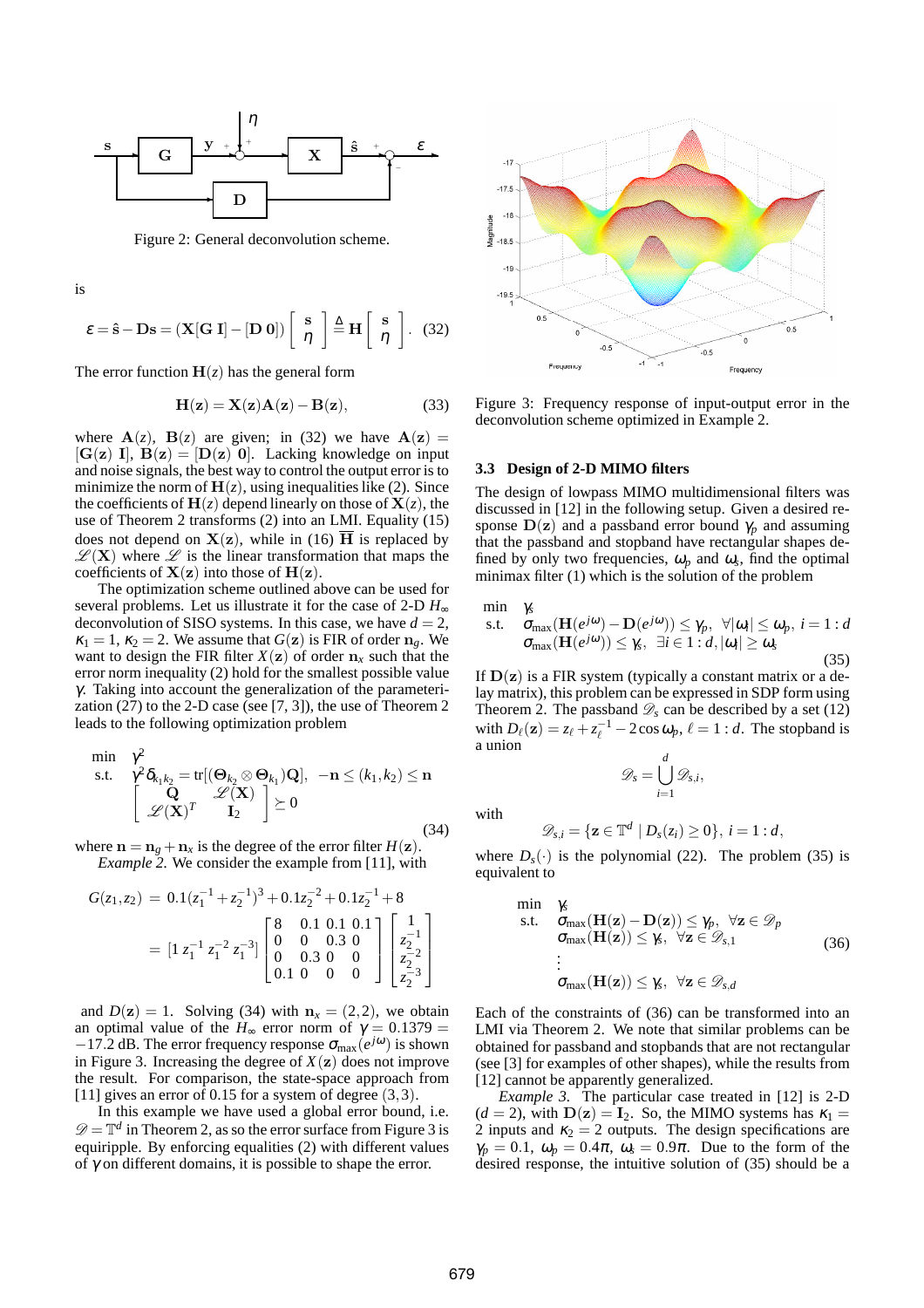Figure 2: General deconvolution scheme.

is

$$\varepsilon = \hat{\mathbf{s}} - \mathbf{D}\mathbf{s} = (\mathbf{X}[\mathbf{G}\ \mathbf{I}] - [\mathbf{D}\ \mathbf{0}]) \begin{bmatrix} \mathbf{s} \\ \eta \end{bmatrix} \triangleq \mathbf{H} \begin{bmatrix} \mathbf{s} \\ \eta \end{bmatrix}. \quad (32)$$

The error function $\mathbf{H}(z)$ has the general form

$$\mathbf{H}(\mathbf{z}) = \mathbf{X}(\mathbf{z})\mathbf{A}(\mathbf{z}) - \mathbf{B}(\mathbf{z}), \quad (33)$$

where $\mathbf{A}(z)$, $\mathbf{B}(z)$ are given; in (32) we have $\mathbf{A}(\mathbf{z}) = [\mathbf{G}(\mathbf{z})\ \mathbf{I}]$, $\mathbf{B}(\mathbf{z}) = [\mathbf{D}(\mathbf{z})\ \mathbf{0}]$. Lacking knowledge on input and noise signals, the best way to control the output error is to minimize the norm of $\mathbf{H}(z)$, using inequalities like (2). Since the coefficients of $\mathbf{H}(z)$ depend linearly on those of $\mathbf{X}(z)$, the use of Theorem 2 transforms (2) into an LMI. Equality (15) does not depend on $\mathbf{X}(z)$, while in (16) $\overline{\mathbf{H}}$ is replaced by $\mathscr{L}(\mathbf{X})$ where $\mathscr{L}$ is the linear transformation that maps the coefficients of $\mathbf{X}(z)$ into those of $\mathbf{H}(z)$.

The optimization scheme outlined above can be used for several problems. Let us illustrate it for the case of 2-D $H_\infty$ deconvolution of SISO systems. In this case, we have $d = 2$, $\kappa_1 = 1$, $\kappa_2 = 2$. We assume that $G(\mathbf{z})$ is FIR of order $\mathbf{n}_g$. We want to design the FIR filter $X(\mathbf{z})$ of order $\mathbf{n}_x$ such that the error norm inequality (2) hold for the smallest possible value $\gamma$. Taking into account the generalization of the parameterization (27) to the 2-D case (see [7, 3]), the use of Theorem 2 leads to the following optimization problem

$$\begin{array}{ll} \min & \gamma^2 \\ \text{s.t.} & \gamma^2 \delta_{k_1 k_2} = \operatorname{tr}[(\Theta_{k_2} \otimes \Theta_{k_1})\mathbf{Q}], \quad -\mathbf{n} \le (k_1, k_2) \le \mathbf{n} \\ & \begin{bmatrix} \mathbf{Q} & \mathscr{L}(\mathbf{X}) \\ \mathscr{L}(\mathbf{X})^T & \mathbf{I}_2 \end{bmatrix} \succeq 0 \end{array} \quad (34)$$

where $\mathbf{n} = \mathbf{n}_g + \mathbf{n}_x$ is the degree of the error filter $H(\mathbf{z})$.

*Example 2.* We consider the example from [11], with

$$\begin{aligned} G(z_1, z_2) &= 0.1(z_1^{-1} + z_2^{-1})^3 + 0.1 z_2^{-2} + 0.1 z_2^{-1} + 8 \\ &= [1\ z_1^{-1}\ z_1^{-2}\ z_1^{-3}] \begin{bmatrix} 8 & 0.1 & 0.1 & 0.1 \\ 0 & 0 & 0.3 & 0 \\ 0 & 0.3 & 0 & 0 \\ 0.1 & 0 & 0 & 0 \end{bmatrix} \begin{bmatrix} 1 \\ z_2^{-1} \\ z_2^{-2} \\ z_2^{-3} \end{bmatrix} \end{aligned}$$

and $D(\mathbf{z}) = 1$. Solving (34) with $\mathbf{n}_x = (2, 2)$, we obtain an optimal value of the $H_\infty$ error norm of $\gamma = 0.1379 = -17.2$ dB. The error frequency response $\sigma_{\max}(e^{j\omega})$ is shown in Figure 3. Increasing the degree of $X(\mathbf{z})$ does not improve the result. For comparison, the state-space approach from [11] gives an error of 0.15 for a system of degree $(3, 3)$.

In this example we have used a global error bound, i.e. $\mathscr{D} = \mathbb{T}^d$ in Theorem 2, as so the error surface from Figure 3 is equiripple. By enforcing equalities (2) with different values of $\gamma$ on different domains, it is possible to shape the error.

Figure 3: Frequency response of input-output error in the deconvolution scheme optimized in Example 2.

### 3.3 Design of 2-D MIMO filters

The design of lowpass MIMO multidimensional filters was discussed in [12] in the following setup. Given a desired response $\mathbf{D}(\mathbf{z})$ and a passband error bound $\gamma_p$ and assuming that the passband and stopband have rectangular shapes defined by only two frequencies, $\omega_p$ and $\omega_s$, find the optimal minimax filter (1) which is the solution of the problem

$$\begin{array}{ll} \min & \gamma_s \\ \text{s.t.} & \sigma_{\max}(\mathbf{H}(e^{j\omega}) - \mathbf{D}(e^{j\omega})) \le \gamma_p, \ \ \forall |\omega_i| \le \omega_p, \ i = 1:d \\ & \sigma_{\max}(\mathbf{H}(e^{j\omega})) \le \gamma_s, \ \ \exists i \in 1:d, |\omega_i| \ge \omega_s \end{array} \quad (35)$$

If $\mathbf{D}(\mathbf{z})$ is a FIR system (typically a constant matrix or a delay matrix), this problem can be expressed in SDP form using Theorem 2. The passband $\mathscr{D}_s$ can be described by a set (12) with $D_\ell(\mathbf{z}) = z_\ell + z_\ell^{-1} - 2\cos\omega_p$, $\ell = 1:d$. The stopband is a union

$$\mathscr{D}_s = \bigcup_{i=1}^{d} \mathscr{D}_{s,i},$$

with

$$\mathscr{D}_{s,i} = \{\mathbf{z} \in \mathbb{T}^d \mid D_s(z_i) \ge 0\}, \ i = 1:d,$$

where $D_s(\cdot)$ is the polynomial (22). The problem (35) is equivalent to

$$\begin{array}{ll} \min & \gamma_s \\ \text{s.t.} & \sigma_{\max}(\mathbf{H}(\mathbf{z}) - \mathbf{D}(\mathbf{z})) \le \gamma_p, \ \ \forall \mathbf{z} \in \mathscr{D}_p \\ & \sigma_{\max}(\mathbf{H}(\mathbf{z})) \le \gamma_s, \ \ \forall \mathbf{z} \in \mathscr{D}_{s,1} \\ & \vdots \\ & \sigma_{\max}(\mathbf{H}(\mathbf{z})) \le \gamma_s, \ \ \forall \mathbf{z} \in \mathscr{D}_{s,d} \end{array} \quad (36)$$

Each of the constraints of (36) can be transformed into an LMI via Theorem 2. We note that similar problems can be obtained for passband and stopbands that are not rectangular (see [3] for examples of other shapes), while the results from [12] cannot be apparently generalized.

*Example 3.* The particular case treated in [12] is 2-D ($d = 2$), with $\mathbf{D}(\mathbf{z}) = \mathbf{I}_2$. So, the MIMO systems has $\kappa_1 = 2$ inputs and $\kappa_2 = 2$ outputs. The design specifications are $\gamma_p = 0.1$, $\omega_p = 0.4\pi$, $\omega_s = 0.9\pi$. Due to the form of the desired response, the intuitive solution of (35) should be a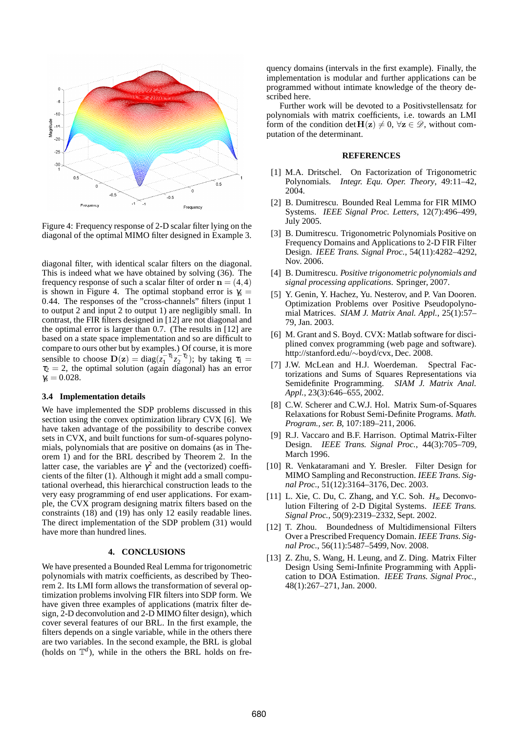0
-5
-10
-15
-20
-25
-30
Magnitude
1
0.5
0
-0.5
-1
Frequency
-1
-0.5
0
0.5
1
Frequency

Figure 4: Frequency response of 2-D scalar filter lying on the diagonal of the optimal MIMO filter designed in Example 3.

diagonal filter, with identical scalar filters on the diagonal. This is indeed what we have obtained by solving (36). The frequency response of such a scalar filter of order $\mathbf{n} = (4,4)$ is shown in Figure 4. The optimal stopband error is $\gamma_s = 0.44$. The responses of the "cross-channels" filters (input 1 to output 2 and input 2 to output 1) are negligibly small. In contrast, the FIR filters designed in [12] are not diagonal and the optimal error is larger than 0.7. (The results in [12] are based on a state space implementation and so are difficult to compare to ours other but by examples.) Of course, it is more sensible to choose $\mathbf{D}(\mathbf{z}) = \text{diag}(z_1^{-\tau_1} z_2^{-\tau_2})$; by taking $\tau_1 = \tau_2 = 2$, the optimal solution (again diagonal) has an error $\gamma_s = 0.028$.

### 3.4 Implementation details

We have implemented the SDP problems discussed in this section using the convex optimization library CVX [6]. We have taken advantage of the possibility to describe convex sets in CVX, and built functions for sum-of-squares polynomials, polynomials that are positive on domains (as in Theorem 1) and for the BRL described by Theorem 2. In the latter case, the variables are $\gamma^2$ and the (vectorized) coefficients of the filter (1). Although it might add a small computational overhead, this hierarchical construction leads to the very easy programming of end user applications. For example, the CVX program designing matrix filters based on the constraints (18) and (19) has only 12 easily readable lines. The direct implementation of the SDP problem (31) would have more than hundred lines.

## 4. CONCLUSIONS

We have presented a Bounded Real Lemma for trigonometric polynomials with matrix coefficients, as described by Theorem 2. Its LMI form allows the transformation of several optimization problems involving FIR filters into SDP form. We have given three examples of applications (matrix filter design, 2-D deconvolution and 2-D MIMO filter design), which cover several features of our BRL. In the first example, the filters depends on a single variable, while in the others there are two variables. In the second example, the BRL is global (holds on $\mathbb{T}^d$), while in the others the BRL holds on frequency domains (intervals in the first example). Finally, the implementation is modular and further applications can be programmed without intimate knowledge of the theory described here.

Further work will be devoted to a Positivstellensatz for polynomials with matrix coefficients, i.e. towards an LMI form of the condition $\det \mathbf{H}(\mathbf{z}) \neq 0$, $\forall \mathbf{z} \in \mathscr{D}$, without computation of the determinant.

## REFERENCES

[1] M.A. Dritschel. On Factorization of Trigonometric Polynomials. *Integr. Equ. Oper. Theory*, 49:11–42, 2004.

[2] B. Dumitrescu. Bounded Real Lemma for FIR MIMO Systems. *IEEE Signal Proc. Letters*, 12(7):496–499, July 2005.

[3] B. Dumitrescu. Trigonometric Polynomials Positive on Frequency Domains and Applications to 2-D FIR Filter Design. *IEEE Trans. Signal Proc.*, 54(11):4282–4292, Nov. 2006.

[4] B. Dumitrescu. *Positive trigonometric polynomials and signal processing applications*. Springer, 2007.

[5] Y. Genin, Y. Hachez, Yu. Nesterov, and P. Van Dooren. Optimization Problems over Positive Pseudopolynomial Matrices. *SIAM J. Matrix Anal. Appl.*, 25(1):57–79, Jan. 2003.

[6] M. Grant and S. Boyd. CVX: Matlab software for disciplined convex programming (web page and software). http://stanford.edu/~boyd/cvx, Dec. 2008.

[7] J.W. McLean and H.J. Woerdeman. Spectral Factorizations and Sums of Squares Representations via Semidefinite Programming. *SIAM J. Matrix Anal. Appl.*, 23(3):646–655, 2002.

[8] C.W. Scherer and C.W.J. Hol. Matrix Sum-of-Squares Relaxations for Robust Semi-Definite Programs. *Math. Program., ser. B*, 107:189–211, 2006.

[9] R.J. Vaccaro and B.F. Harrison. Optimal Matrix-Filter Design. *IEEE Trans. Signal Proc.*, 44(3):705–709, March 1996.

[10] R. Venkataramani and Y. Bresler. Filter Design for MIMO Sampling and Reconstruction. *IEEE Trans. Signal Proc.*, 51(12):3164–3176, Dec. 2003.

[11] L. Xie, C. Du, C. Zhang, and Y.C. Soh. $H_\infty$ Deconvolution Filtering of 2-D Digital Systems. *IEEE Trans. Signal Proc.*, 50(9):2319–2332, Sept. 2002.

[12] T. Zhou. Boundedness of Multidimensional Filters Over a Prescribed Frequency Domain. *IEEE Trans. Signal Proc.*, 56(11):5487–5499, Nov. 2008.

[13] Z. Zhu, S. Wang, H. Leung, and Z. Ding. Matrix Filter Design Using Semi-Infinite Programming with Application to DOA Estimation. *IEEE Trans. Signal Proc.*, 48(1):267–271, Jan. 2000.